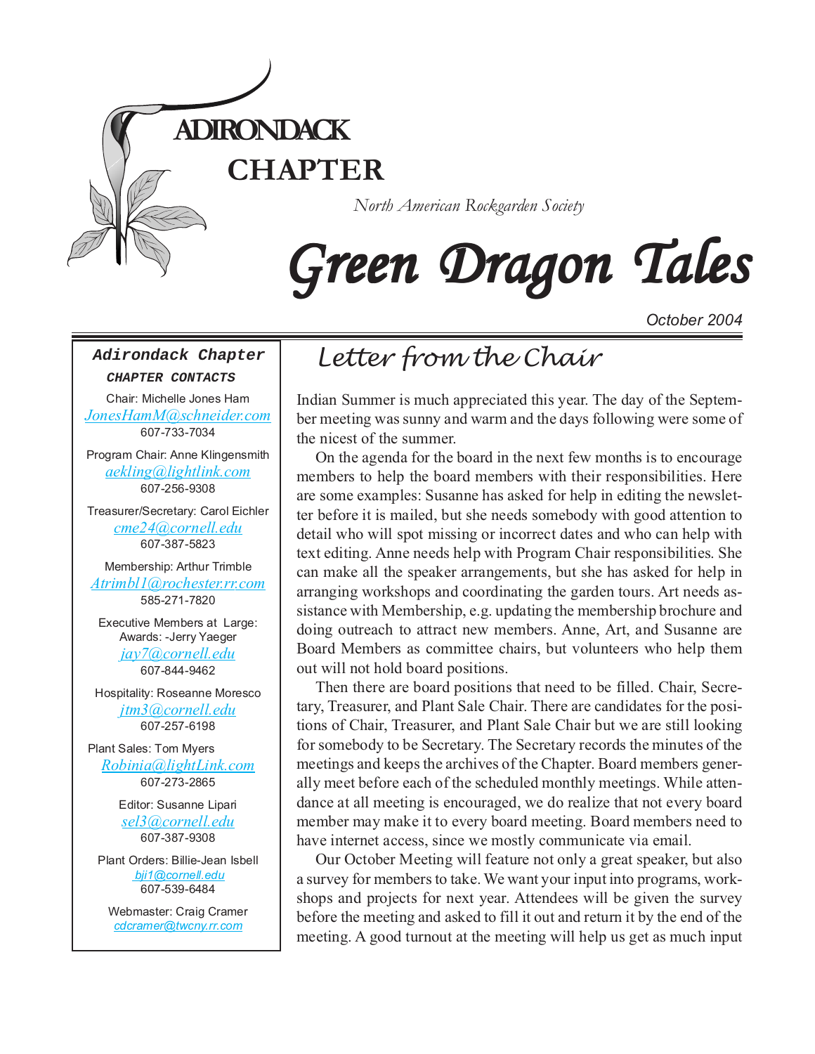# ADIRONDACK CHAPTER

*North American Rockgarden Society*

# Green Dragon Tales

October 2004

**Adirondack Chapter**

***CHAPTER CONTACTS***

Chair: Michelle Jones Ham
*JonesHamM@schneider.com*
607-733-7034

Program Chair: Anne Klingensmith
*aekling@lightlink.com*
607-256-9308

Treasurer/Secretary: Carol Eichler
*cme24@cornell.edu*
607-387-5823

Membership: Arthur Trimble
*Atrimbl1@rochester.rr.com*
585-271-7820

Executive Members at Large:
Awards: -Jerry Yaeger
*jay7@cornell.edu*
607-844-9462

Hospitality: Roseanne Moresco
*jtm3@cornell.edu*
607-257-6198

Plant Sales: Tom Myers
*Robinia@lightLink.com*
607-273-2865

Editor: Susanne Lipari
*sel3@cornell.edu*
607-387-9308

Plant Orders: Billie-Jean Isbell
*bji1@cornell.edu*
607-539-6484

Webmaster: Craig Cramer
*cdcramer@twcny.rr.com*

## Letter from the Chair

Indian Summer is much appreciated this year. The day of the September meeting was sunny and warm and the days following were some of the nicest of the summer.

On the agenda for the board in the next few months is to encourage members to help the board members with their responsibilities. Here are some examples: Susanne has asked for help in editing the newsletter before it is mailed, but she needs somebody with good attention to detail who will spot missing or incorrect dates and who can help with text editing. Anne needs help with Program Chair responsibilities. She can make all the speaker arrangements, but she has asked for help in arranging workshops and coordinating the garden tours. Art needs assistance with Membership, e.g. updating the membership brochure and doing outreach to attract new members. Anne, Art, and Susanne are Board Members as committee chairs, but volunteers who help them out will not hold board positions.

Then there are board positions that need to be filled. Chair, Secretary, Treasurer, and Plant Sale Chair. There are candidates for the positions of Chair, Treasurer, and Plant Sale Chair but we are still looking for somebody to be Secretary. The Secretary records the minutes of the meetings and keeps the archives of the Chapter. Board members generally meet before each of the scheduled monthly meetings. While attendance at all meeting is encouraged, we do realize that not every board member may make it to every board meeting. Board members need to have internet access, since we mostly communicate via email.

Our October Meeting will feature not only a great speaker, but also a survey for members to take. We want your input into programs, workshops and projects for next year. Attendees will be given the survey before the meeting and asked to fill it out and return it by the end of the meeting. A good turnout at the meeting will help us get as much input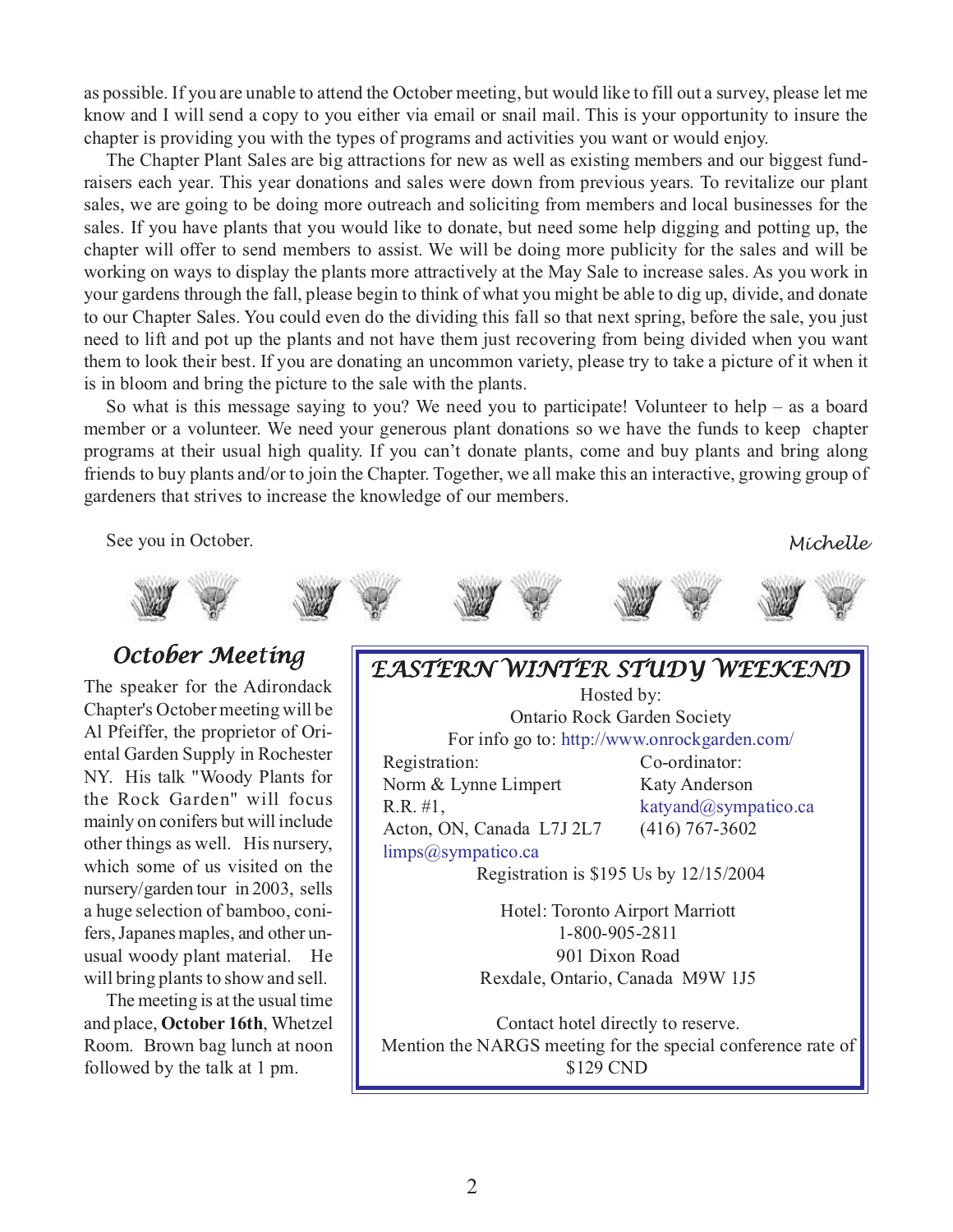as possible. If you are unable to attend the October meeting, but would like to fill out a survey, please let me know and I will send a copy to you either via email or snail mail. This is your opportunity to insure the chapter is providing you with the types of programs and activities you want or would enjoy.

The Chapter Plant Sales are big attractions for new as well as existing members and our biggest fund-raisers each year. This year donations and sales were down from previous years. To revitalize our plant sales, we are going to be doing more outreach and soliciting from members and local businesses for the sales. If you have plants that you would like to donate, but need some help digging and potting up, the chapter will offer to send members to assist. We will be doing more publicity for the sales and will be working on ways to display the plants more attractively at the May Sale to increase sales. As you work in your gardens through the fall, please begin to think of what you might be able to dig up, divide, and donate to our Chapter Sales. You could even do the dividing this fall so that next spring, before the sale, you just need to lift and pot up the plants and not have them just recovering from being divided when you want them to look their best. If you are donating an uncommon variety, please try to take a picture of it when it is in bloom and bring the picture to the sale with the plants.

So what is this message saying to you? We need you to participate! Volunteer to help – as a board member or a volunteer. We need your generous plant donations so we have the funds to keep chapter programs at their usual high quality. If you can't donate plants, come and buy plants and bring along friends to buy plants and/or to join the Chapter. Together, we all make this an interactive, growing group of gardeners that strives to increase the knowledge of our members.

See you in October.

*Michelle*

## October Meeting

The speaker for the Adirondack Chapter's October meeting will be Al Pfeiffer, the proprietor of Oriental Garden Supply in Rochester NY. His talk "Woody Plants for the Rock Garden" will focus mainly on conifers but will include other things as well. His nursery, which some of us visited on the nursery/garden tour in 2003, sells a huge selection of bamboo, conifers, Japanes maples, and other unusual woody plant material. He will bring plants to show and sell.

The meeting is at the usual time and place, **October 16th**, Whetzel Room. Brown bag lunch at noon followed by the talk at 1 pm.

## EASTERN WINTER STUDY WEEKEND

Hosted by:
Ontario Rock Garden Society
For info go to: http://www.onrockgarden.com/

Registration:
Norm & Lynne Limpert
R.R. #1,
Acton, ON, Canada L7J 2L7
limps@sympatico.ca

Co-ordinator:
Katy Anderson
katyand@sympatico.ca
(416) 767-3602

Registration is $195 Us by 12/15/2004

Hotel: Toronto Airport Marriott
1-800-905-2811
901 Dixon Road
Rexdale, Ontario, Canada M9W 1J5

Contact hotel directly to reserve.
Mention the NARGS meeting for the special conference rate of $129 CND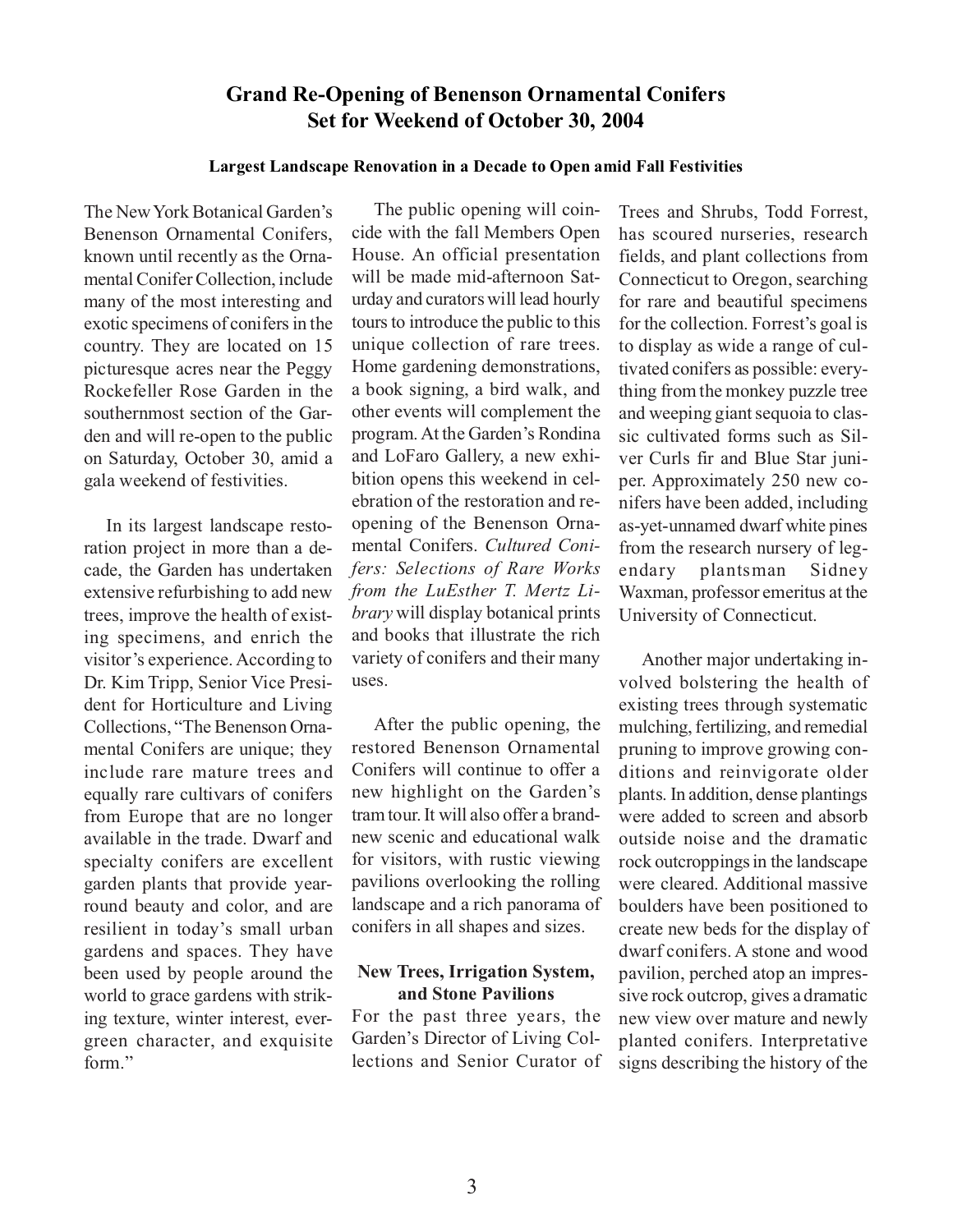## Grand Re-Opening of Benenson Ornamental Conifers Set for Weekend of October 30, 2004

**Largest Landscape Renovation in a Decade to Open amid Fall Festivities**

The New York Botanical Garden's Benenson Ornamental Conifers, known until recently as the Ornamental Conifer Collection, include many of the most interesting and exotic specimens of conifers in the country. They are located on 15 picturesque acres near the Peggy Rockefeller Rose Garden in the southernmost section of the Garden and will re-open to the public on Saturday, October 30, amid a gala weekend of festivities.

In its largest landscape restoration project in more than a decade, the Garden has undertaken extensive refurbishing to add new trees, improve the health of existing specimens, and enrich the visitor's experience. According to Dr. Kim Tripp, Senior Vice President for Horticulture and Living Collections, "The Benenson Ornamental Conifers are unique; they include rare mature trees and equally rare cultivars of conifers from Europe that are no longer available in the trade. Dwarf and specialty conifers are excellent garden plants that provide year-round beauty and color, and are resilient in today's small urban gardens and spaces. They have been used by people around the world to grace gardens with striking texture, winter interest, evergreen character, and exquisite form."

The public opening will coincide with the fall Members Open House. An official presentation will be made mid-afternoon Saturday and curators will lead hourly tours to introduce the public to this unique collection of rare trees. Home gardening demonstrations, a book signing, a bird walk, and other events will complement the program. At the Garden's Rondina and LoFaro Gallery, a new exhibition opens this weekend in celebration of the restoration and re-opening of the Benenson Ornamental Conifers. *Cultured Conifers: Selections of Rare Works from the LuEsther T. Mertz Library* will display botanical prints and books that illustrate the rich variety of conifers and their many uses.

After the public opening, the restored Benenson Ornamental Conifers will continue to offer a new highlight on the Garden's tram tour. It will also offer a brand-new scenic and educational walk for visitors, with rustic viewing pavilions overlooking the rolling landscape and a rich panorama of conifers in all shapes and sizes.

### New Trees, Irrigation System, and Stone Pavilions

For the past three years, the Garden's Director of Living Collections and Senior Curator of Trees and Shrubs, Todd Forrest, has scoured nurseries, research fields, and plant collections from Connecticut to Oregon, searching for rare and beautiful specimens for the collection. Forrest's goal is to display as wide a range of cultivated conifers as possible: everything from the monkey puzzle tree and weeping giant sequoia to classic cultivated forms such as Silver Curls fir and Blue Star juniper. Approximately 250 new conifers have been added, including as-yet-unnamed dwarf white pines from the research nursery of legendary plantsman Sidney Waxman, professor emeritus at the University of Connecticut.

Another major undertaking involved bolstering the health of existing trees through systematic mulching, fertilizing, and remedial pruning to improve growing conditions and reinvigorate older plants. In addition, dense plantings were added to screen and absorb outside noise and the dramatic rock outcroppings in the landscape were cleared. Additional massive boulders have been positioned to create new beds for the display of dwarf conifers. A stone and wood pavilion, perched atop an impressive rock outcrop, gives a dramatic new view over mature and newly planted conifers. Interpretative signs describing the history of the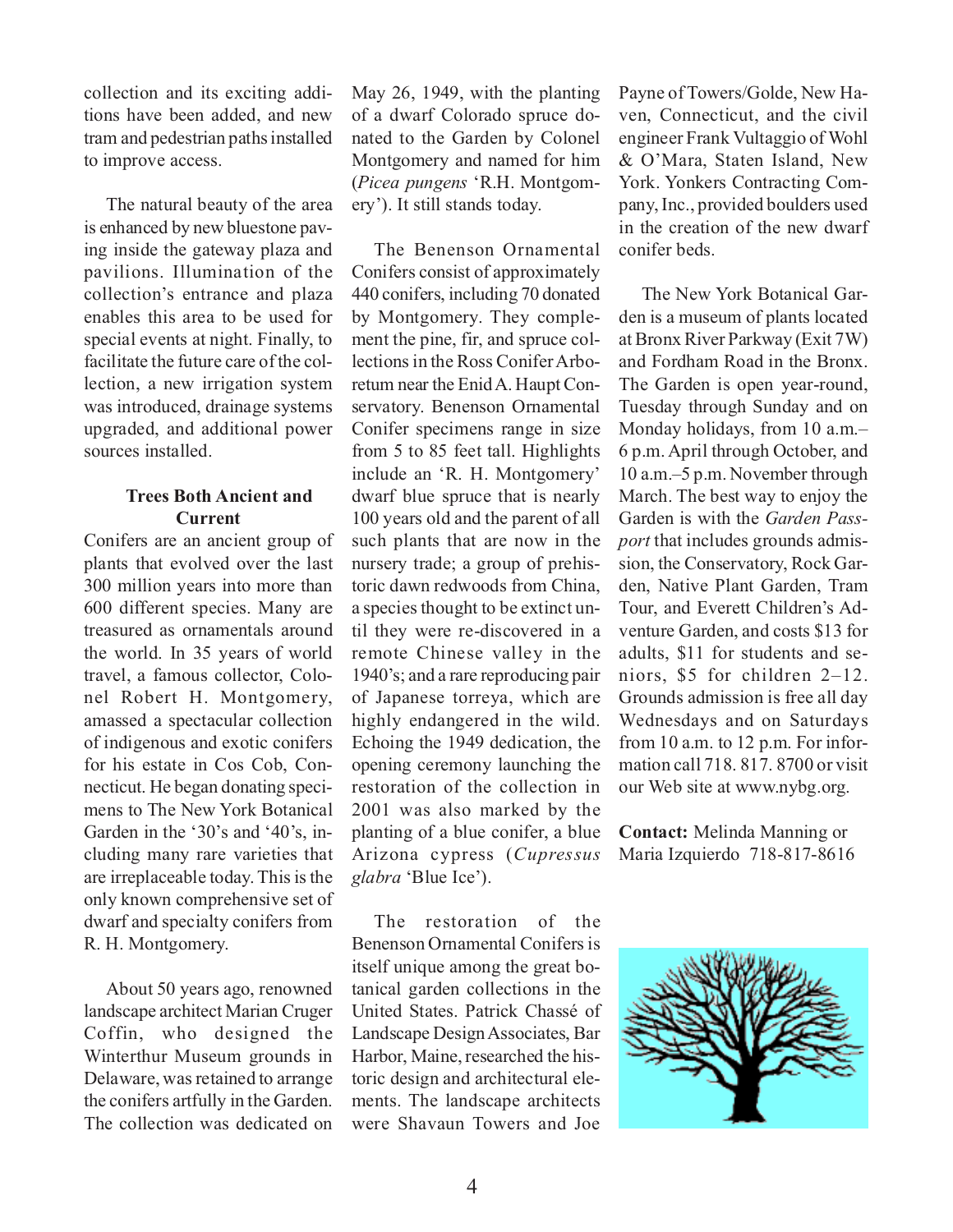collection and its exciting additions have been added, and new tram and pedestrian paths installed to improve access.

The natural beauty of the area is enhanced by new bluestone paving inside the gateway plaza and pavilions. Illumination of the collection's entrance and plaza enables this area to be used for special events at night. Finally, to facilitate the future care of the collection, a new irrigation system was introduced, drainage systems upgraded, and additional power sources installed.

**Trees Both Ancient and Current**

Conifers are an ancient group of plants that evolved over the last 300 million years into more than 600 different species. Many are treasured as ornamentals around the world. In 35 years of world travel, a famous collector, Colonel Robert H. Montgomery, amassed a spectacular collection of indigenous and exotic conifers for his estate in Cos Cob, Connecticut. He began donating specimens to The New York Botanical Garden in the '30's and '40's, including many rare varieties that are irreplaceable today. This is the only known comprehensive set of dwarf and specialty conifers from R. H. Montgomery.

About 50 years ago, renowned landscape architect Marian Cruger Coffin, who designed the Winterthur Museum grounds in Delaware, was retained to arrange the conifers artfully in the Garden. The collection was dedicated on May 26, 1949, with the planting of a dwarf Colorado spruce donated to the Garden by Colonel Montgomery and named for him (*Picea pungens* 'R.H. Montgomery'). It still stands today.

The Benenson Ornamental Conifers consist of approximately 440 conifers, including 70 donated by Montgomery. They complement the pine, fir, and spruce collections in the Ross Conifer Arboretum near the Enid A. Haupt Conservatory. Benenson Ornamental Conifer specimens range in size from 5 to 85 feet tall. Highlights include an 'R. H. Montgomery' dwarf blue spruce that is nearly 100 years old and the parent of all such plants that are now in the nursery trade; a group of prehistoric dawn redwoods from China, a species thought to be extinct until they were re-discovered in a remote Chinese valley in the 1940's; and a rare reproducing pair of Japanese torreya, which are highly endangered in the wild. Echoing the 1949 dedication, the opening ceremony launching the restoration of the collection in 2001 was also marked by the planting of a blue conifer, a blue Arizona cypress (*Cupressus glabra* 'Blue Ice').

The restoration of the Benenson Ornamental Conifers is itself unique among the great botanical garden collections in the United States. Patrick Chassé of Landscape Design Associates, Bar Harbor, Maine, researched the historic design and architectural elements. The landscape architects were Shavaun Towers and Joe Payne of Towers/Golde, New Haven, Connecticut, and the civil engineer Frank Vultaggio of Wohl & O'Mara, Staten Island, New York. Yonkers Contracting Company, Inc., provided boulders used in the creation of the new dwarf conifer beds.

The New York Botanical Garden is a museum of plants located at Bronx River Parkway (Exit 7W) and Fordham Road in the Bronx. The Garden is open year-round, Tuesday through Sunday and on Monday holidays, from 10 a.m.–6 p.m. April through October, and 10 a.m.–5 p.m. November through March. The best way to enjoy the Garden is with the *Garden Passport* that includes grounds admission, the Conservatory, Rock Garden, Native Plant Garden, Tram Tour, and Everett Children's Adventure Garden, and costs $13 for adults, $11 for students and seniors, $5 for children 2–12. Grounds admission is free all day Wednesdays and on Saturdays from 10 a.m. to 12 p.m. For information call 718. 817. 8700 or visit our Web site at www.nybg.org.

**Contact:** Melinda Manning or Maria Izquierdo 718-817-8616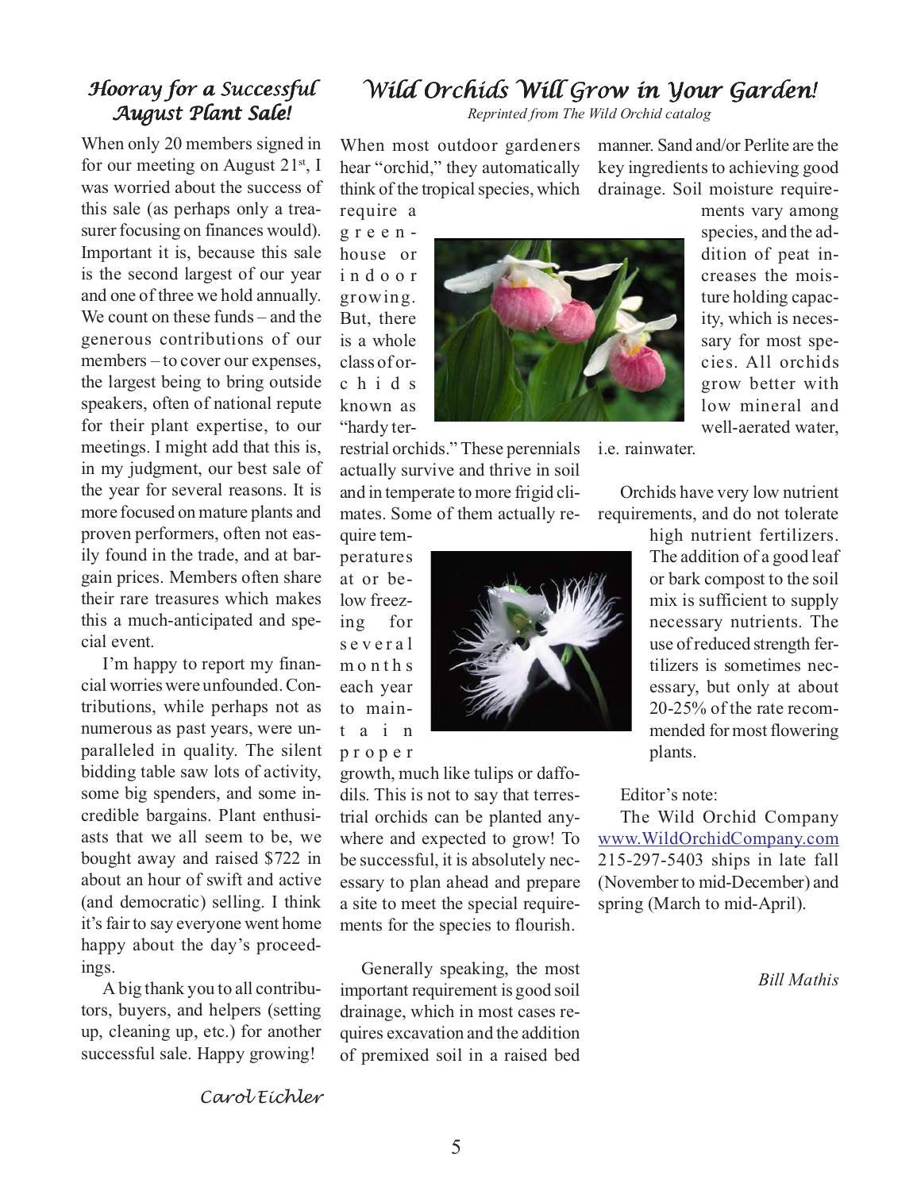## Hooray for a Successful August Plant Sale!

When only 20 members signed in for our meeting on August 21st, I was worried about the success of this sale (as perhaps only a treasurer focusing on finances would). Important it is, because this sale is the second largest of our year and one of three we hold annually. We count on these funds – and the generous contributions of our members – to cover our expenses, the largest being to bring outside speakers, often of national repute for their plant expertise, to our meetings. I might add that this is, in my judgment, our best sale of the year for several reasons. It is more focused on mature plants and proven performers, often not easily found in the trade, and at bargain prices. Members often share their rare treasures which makes this a much-anticipated and special event.

I'm happy to report my financial worries were unfounded. Contributions, while perhaps not as numerous as past years, were unparalleled in quality. The silent bidding table saw lots of activity, some big spenders, and some incredible bargains. Plant enthusiasts that we all seem to be, we bought away and raised $722 in about an hour of swift and active (and democratic) selling. I think it's fair to say everyone went home happy about the day's proceedings.

A big thank you to all contributors, buyers, and helpers (setting up, cleaning up, etc.) for another successful sale. Happy growing!

*Carol Eichler*

## Wild Orchids Will Grow in Your Garden!

*Reprinted from The Wild Orchid catalog*

When most outdoor gardeners hear "orchid," they automatically think of the tropical species, which require a greenhouse or indoor growing. But, there is a whole class of orchids known as "hardy terrestrial orchids." These perennials actually survive and thrive in soil and in temperate to more frigid climates. Some of them actually require temperatures at or below freezing for several months each year to maintain proper growth, much like tulips or daffodils. This is not to say that terrestrial orchids can be planted anywhere and expected to grow! To be successful, it is absolutely necessary to plan ahead and prepare a site to meet the special requirements for the species to flourish.

Generally speaking, the most important requirement is good soil drainage, which in most cases requires excavation and the addition of premixed soil in a raised bed manner. Sand and/or Perlite are the key ingredients to achieving good drainage. Soil moisture requirements vary among species, and the addition of peat increases the moisture holding capacity, which is necessary for most species. All orchids grow better with low mineral and well-aerated water, i.e. rainwater.

Orchids have very low nutrient requirements, and do not tolerate high nutrient fertilizers. The addition of a good leaf or bark compost to the soil mix is sufficient to supply necessary nutrients. The use of reduced strength fertilizers is sometimes necessary, but only at about 20-25% of the rate recommended for most flowering plants.

Editor's note:

The Wild Orchid Company www.WildOrchidCompany.com 215-297-5403 ships in late fall (November to mid-December) and spring (March to mid-April).

*Bill Mathis*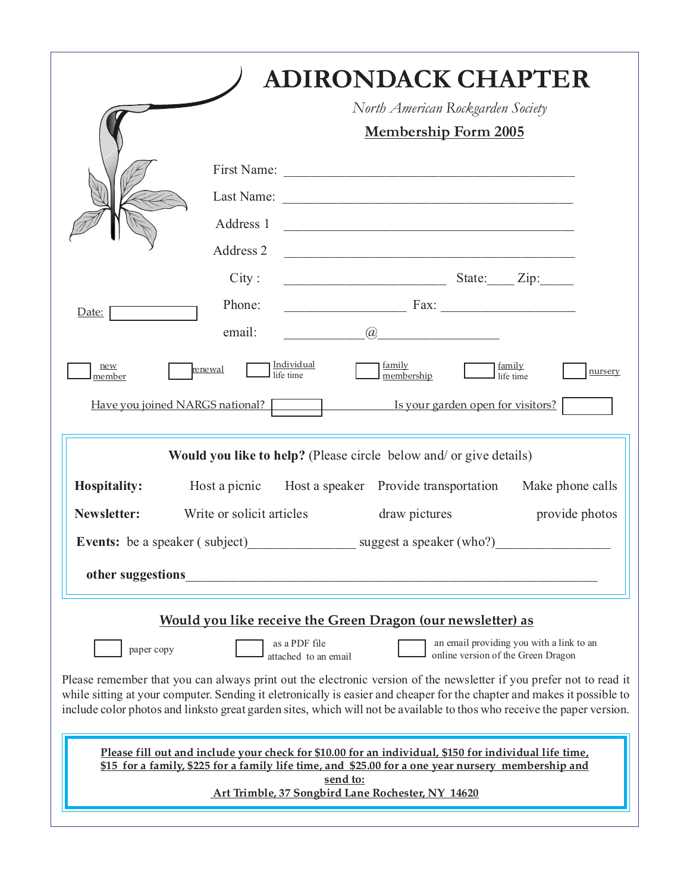# ADIRONDACK CHAPTER

*North American Rockgarden Society*

**Membership Form 2005**

First Name: ________________________________________

Last Name: ________________________________________

Address 1 ________________________________________

Address 2 ________________________________________

City : ______________________ State:____ Zip:_____

Date: [ ] Phone: _________________ Fax: ___________________

email: ___________@_________________

[ ] new member [ ] renewal [ ] Individual life time [ ] family membership [ ] family life time [ ] nursery

Have you joined NARGS national? [ ] Is your garden open for visitors? [ ]

**Would you like to help?** (Please circle below and/ or give details)

**Hospitality:** Host a picnic Host a speaker Provide transportation Make phone calls

**Newsletter:** Write or solicit articles draw pictures provide photos

**Events:** be a speaker ( subject)_______________ suggest a speaker (who?)________________

**other suggestions**_____________________________________________________________

## Would you like receive the Green Dragon (our newsletter) as

[ ] paper copy [ ] as a PDF file attached to an email [ ] an email providing you with a link to an online version of the Green Dragon

Please remember that you can always print out the electronic version of the newsletter if you prefer not to read it while sitting at your computer. Sending it eletronically is easier and cheaper for the chapter and makes it possible to include color photos and linksto great garden sites, which will not be available to thos who receive the paper version.

**Please fill out and include your check for $10.00 for an individual, $150 for individual life time, $15 for a family, $225 for a family life time, and $25.00 for a one year nursery membership and send to:**

**Art Trimble, 37 Songbird Lane Rochester, NY 14620**